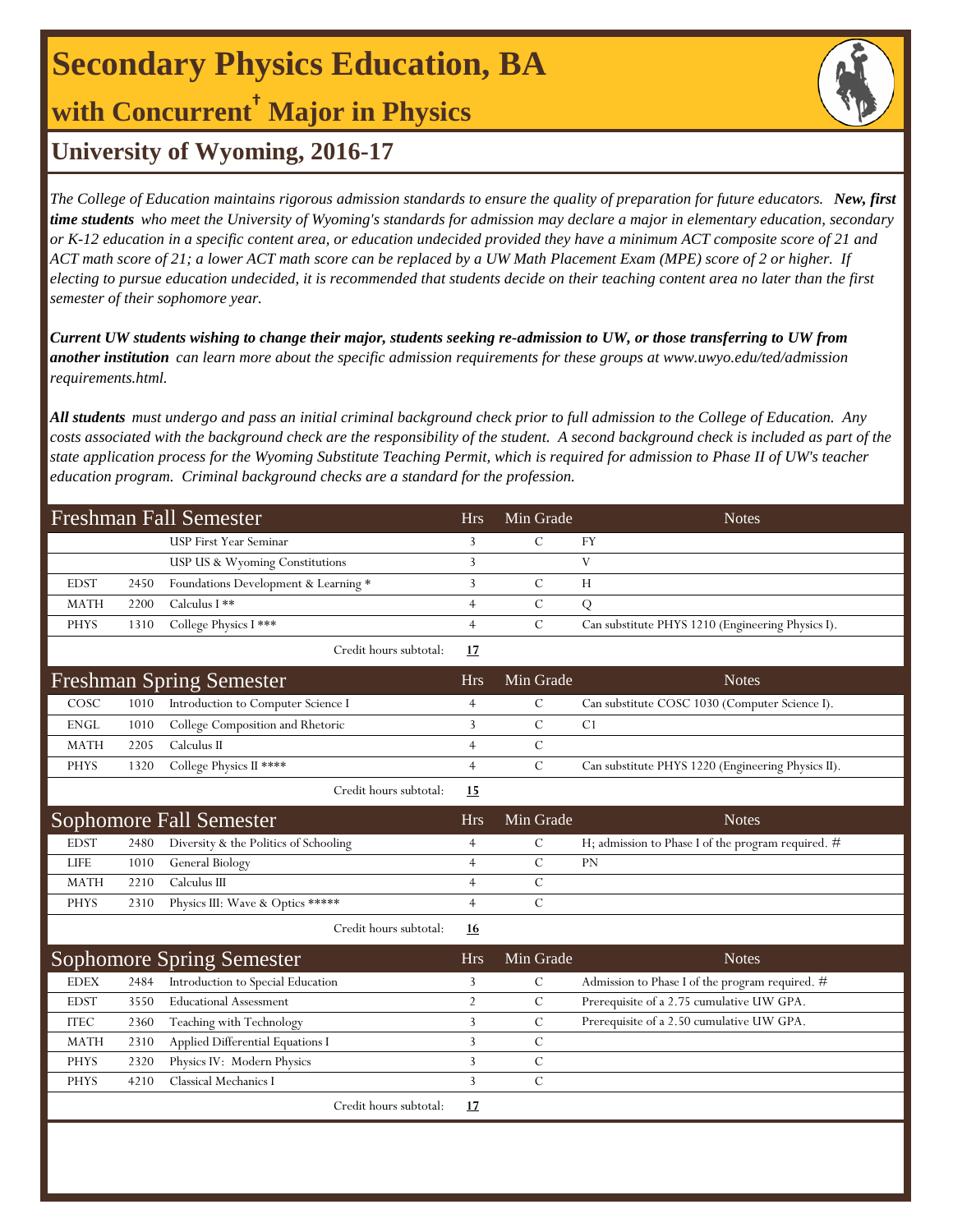# Secondary Physics Education, BA

## with Concurrent† Major in Physics

## University of Wyoming, 2016-17

*The College of Education maintains rigorous admission standards to ensure the quality of preparation for future educators.* ***New, first time students*** *who meet the University of Wyoming's standards for admission may declare a major in elementary education, secondary or K-12 education in a specific content area, or education undecided provided they have a minimum ACT composite score of 21 and ACT math score of 21; a lower ACT math score can be replaced by a UW Math Placement Exam (MPE) score of 2 or higher. If electing to pursue education undecided, it is recommended that students decide on their teaching content area no later than the first semester of their sophomore year.*

***Current UW students wishing to change their major, students seeking re-admission to UW, or those transferring to UW from another institution*** *can learn more about the specific admission requirements for these groups at www.uwyo.edu/ted/admission requirements.html.*

***All students*** *must undergo and pass an initial criminal background check prior to full admission to the College of Education. Any costs associated with the background check are the responsibility of the student. A second background check is included as part of the state application process for the Wyoming Substitute Teaching Permit, which is required for admission to Phase II of UW's teacher education program. Criminal background checks are a standard for the profession.*

| Freshman Fall Semester | | | Hrs | Min Grade | Notes |
|---|---|---|---|---|---|
| | | USP First Year Seminar | 3 | C | FY |
| | | USP US & Wyoming Constitutions | 3 | | V |
| EDST | 2450 | Foundations Development & Learning * | 3 | C | H |
| MATH | 2200 | Calculus I ** | 4 | C | Q |
| PHYS | 1310 | College Physics I *** | 4 | C | Can substitute PHYS 1210 (Engineering Physics I). |
| | | Credit hours subtotal: | **17** | | |

| Freshman Spring Semester | | | Hrs | Min Grade | Notes |
|---|---|---|---|---|---|
| COSC | 1010 | Introduction to Computer Science I | 4 | C | Can substitute COSC 1030 (Computer Science I). |
| ENGL | 1010 | College Composition and Rhetoric | 3 | C | C1 |
| MATH | 2205 | Calculus II | 4 | C | |
| PHYS | 1320 | College Physics II **** | 4 | C | Can substitute PHYS 1220 (Engineering Physics II). |
| | | Credit hours subtotal: | **15** | | |

| Sophomore Fall Semester | | | Hrs | Min Grade | Notes |
|---|---|---|---|---|---|
| EDST | 2480 | Diversity & the Politics of Schooling | 4 | C | H; admission to Phase I of the program required. # |
| LIFE | 1010 | General Biology | 4 | C | PN |
| MATH | 2210 | Calculus III | 4 | C | |
| PHYS | 2310 | Physics III: Wave & Optics ***** | 4 | C | |
| | | Credit hours subtotal: | **16** | | |

| Sophomore Spring Semester | | | Hrs | Min Grade | Notes |
|---|---|---|---|---|---|
| EDEX | 2484 | Introduction to Special Education | 3 | C | Admission to Phase I of the program required. # |
| EDST | 3550 | Educational Assessment | 2 | C | Prerequisite of a 2.75 cumulative UW GPA. |
| ITEC | 2360 | Teaching with Technology | 3 | C | Prerequisite of a 2.50 cumulative UW GPA. |
| MATH | 2310 | Applied Differential Equations I | 3 | C | |
| PHYS | 2320 | Physics IV: Modern Physics | 3 | C | |
| PHYS | 4210 | Classical Mechanics I | 3 | C | |
| | | Credit hours subtotal: | **17** | | |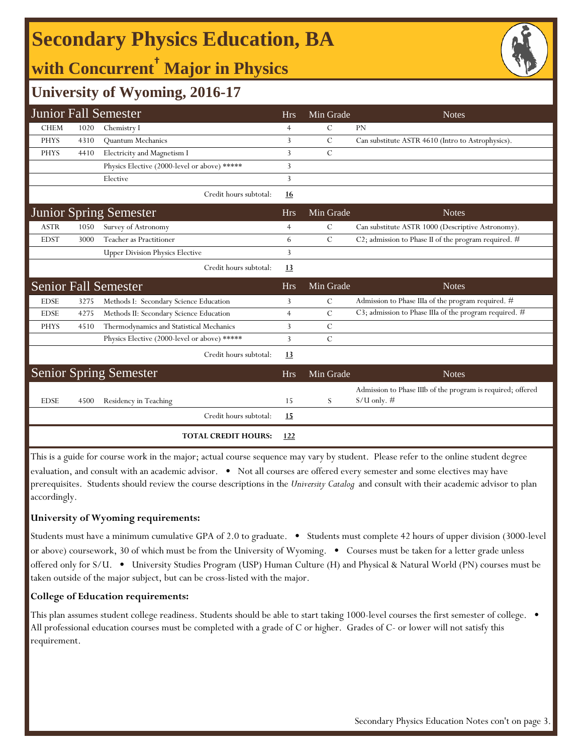# Secondary Physics Education, BA

## with Concurrent† Major in Physics

## University of Wyoming, 2016-17

| Junior Fall Semester | | | Hrs | Min Grade | Notes |
|---|---|---|---|---|---|
| CHEM | 1020 | Chemistry I | 4 | C | PN |
| PHYS | 4310 | Quantum Mechanics | 3 | C | Can substitute ASTR 4610 (Intro to Astrophysics). |
| PHYS | 4410 | Electricity and Magnetism I | 3 | C | |
| | | Physics Elective (2000-level or above) ***** | 3 | | |
| | | Elective | 3 | | |
| | | Credit hours subtotal: | **16** | | |

| Junior Spring Semester | | | Hrs | Min Grade | Notes |
|---|---|---|---|---|---|
| ASTR | 1050 | Survey of Astronomy | 4 | C | Can substitute ASTR 1000 (Descriptive Astronomy). |
| EDST | 3000 | Teacher as Practitioner | 6 | C | C2; admission to Phase II of the program required. # |
| | | Upper Division Physics Elective | 3 | | |
| | | Credit hours subtotal: | **13** | | |

| Senior Fall Semester | | | Hrs | Min Grade | Notes |
|---|---|---|---|---|---|
| EDSE | 3275 | Methods I: Secondary Science Education | 3 | C | Admission to Phase IIIa of the program required. # |
| EDSE | 4275 | Methods II: Secondary Science Education | 4 | C | C3; admission to Phase IIIa of the program required. # |
| PHYS | 4510 | Thermodynamics and Statistical Mechanics | 3 | C | |
| | | Physics Elective (2000-level or above) ***** | 3 | C | |
| | | Credit hours subtotal: | **13** | | |

| Senior Spring Semester | | | Hrs | Min Grade | Notes |
|---|---|---|---|---|---|
| EDSE | 4500 | Residency in Teaching | 15 | S | Admission to Phase IIIb of the program is required; offered S/U only. # |
| | | Credit hours subtotal: | **15** | | |
| | | **TOTAL CREDIT HOURS:** | **122** | | |

This is a guide for course work in the major; actual course sequence may vary by student. Please refer to the online student degree evaluation, and consult with an academic advisor. • Not all courses are offered every semester and some electives may have prerequisites. Students should review the course descriptions in the *University Catalog* and consult with their academic advisor to plan accordingly.

**University of Wyoming requirements:**

Students must have a minimum cumulative GPA of 2.0 to graduate. • Students must complete 42 hours of upper division (3000-level or above) coursework, 30 of which must be from the University of Wyoming. • Courses must be taken for a letter grade unless offered only for S/U. • University Studies Program (USP) Human Culture (H) and Physical & Natural World (PN) courses must be taken outside of the major subject, but can be cross-listed with the major.

**College of Education requirements:**

This plan assumes student college readiness. Students should be able to start taking 1000-level courses the first semester of college. • All professional education courses must be completed with a grade of C or higher. Grades of C- or lower will not satisfy this requirement.

Secondary Physics Education Notes con't on page 3.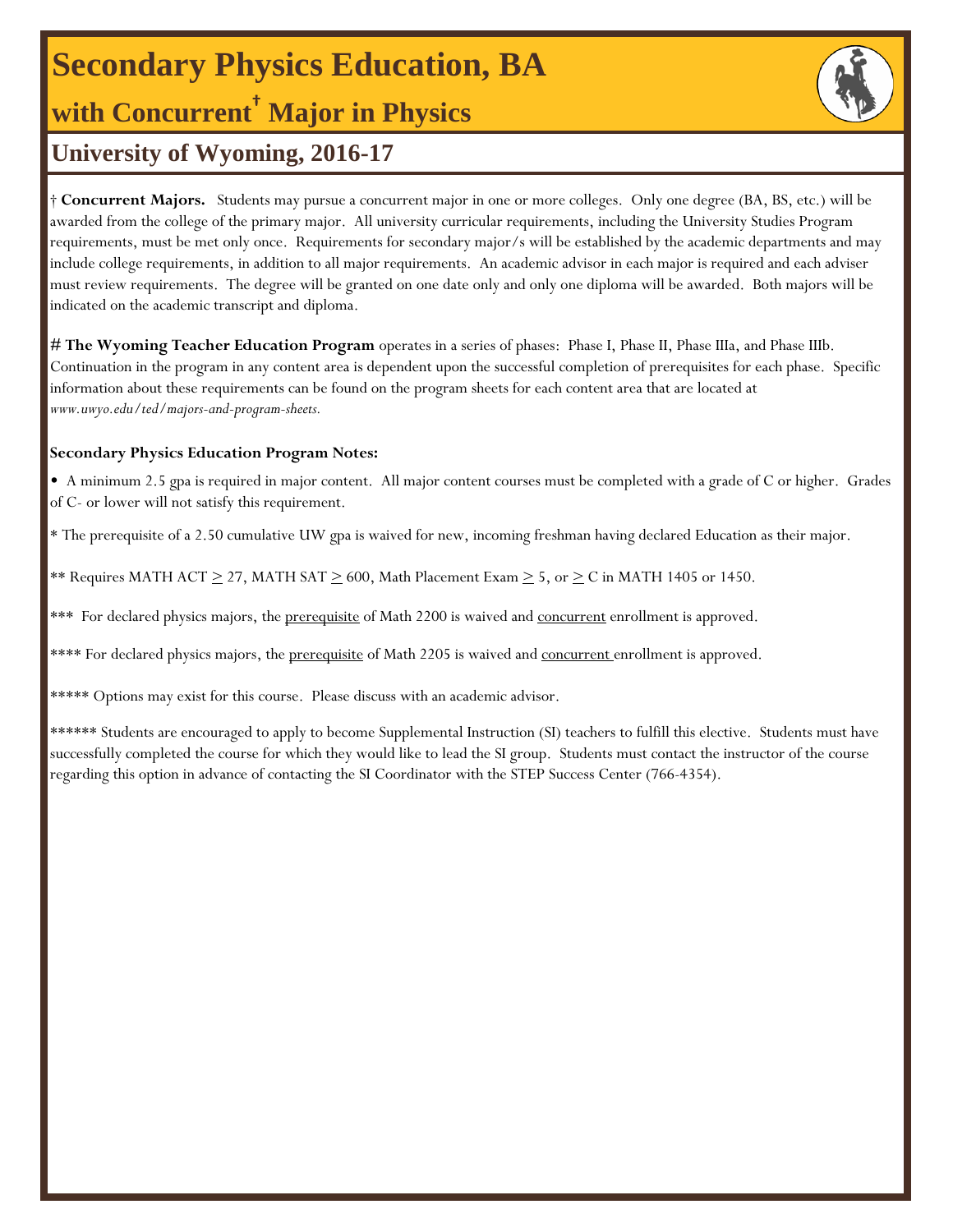# Secondary Physics Education, BA

## with Concurrent† Major in Physics

## University of Wyoming, 2016-17

† **Concurrent Majors.** Students may pursue a concurrent major in one or more colleges. Only one degree (BA, BS, etc.) will be awarded from the college of the primary major. All university curricular requirements, including the University Studies Program requirements, must be met only once. Requirements for secondary major/s will be established by the academic departments and may include college requirements, in addition to all major requirements. An academic advisor in each major is required and each adviser must review requirements. The degree will be granted on one date only and only one diploma will be awarded. Both majors will be indicated on the academic transcript and diploma.

**# The Wyoming Teacher Education Program** operates in a series of phases: Phase I, Phase II, Phase IIIa, and Phase IIIb. Continuation in the program in any content area is dependent upon the successful completion of prerequisites for each phase. Specific information about these requirements can be found on the program sheets for each content area that are located at *www.uwyo.edu/ted/majors-and-program-sheets.*

**Secondary Physics Education Program Notes:**

• A minimum 2.5 gpa is required in major content. All major content courses must be completed with a grade of C or higher. Grades of C- or lower will not satisfy this requirement.

* The prerequisite of a 2.50 cumulative UW gpa is waived for new, incoming freshman having declared Education as their major.

** Requires MATH ACT ≥ 27, MATH SAT ≥ 600, Math Placement Exam ≥ 5, or ≥ C in MATH 1405 or 1450.

*** For declared physics majors, the prerequisite of Math 2200 is waived and concurrent enrollment is approved.

**** For declared physics majors, the prerequisite of Math 2205 is waived and concurrent enrollment is approved.

***** Options may exist for this course. Please discuss with an academic advisor.

****** Students are encouraged to apply to become Supplemental Instruction (SI) teachers to fulfill this elective. Students must have successfully completed the course for which they would like to lead the SI group. Students must contact the instructor of the course regarding this option in advance of contacting the SI Coordinator with the STEP Success Center (766-4354).